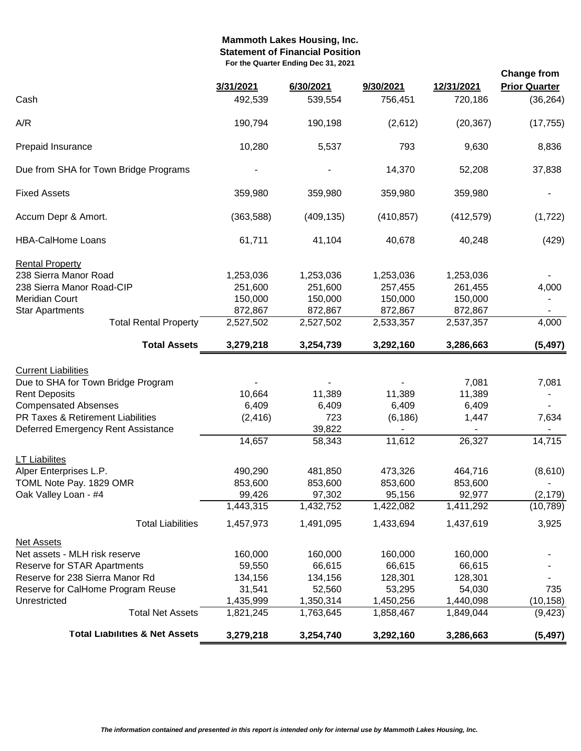# Mammoth Lakes Housing, Inc.

## Statement of Financial Position

**For the Quarter Ending Dec 31, 2021**

| | 3/31/2021 | 6/30/2021 | 9/30/2021 | 12/31/2021 | Change from Prior Quarter |
|---|---|---|---|---|---|
| Cash | 492,539 | 539,554 | 756,451 | 720,186 | (36,264) |
| A/R | 190,794 | 190,198 | (2,612) | (20,367) | (17,755) |
| Prepaid Insurance | 10,280 | 5,537 | 793 | 9,630 | 8,836 |
| Due from SHA for Town Bridge Programs | - | - | 14,370 | 52,208 | 37,838 |
| Fixed Assets | 359,980 | 359,980 | 359,980 | 359,980 | - |
| Accum Depr & Amort. | (363,588) | (409,135) | (410,857) | (412,579) | (1,722) |
| HBA-CalHome Loans | 61,711 | 41,104 | 40,678 | 40,248 | (429) |
| Rental Property | | | | | |
| 238 Sierra Manor Road | 1,253,036 | 1,253,036 | 1,253,036 | 1,253,036 | - |
| 238 Sierra Manor Road-CIP | 251,600 | 251,600 | 257,455 | 261,455 | 4,000 |
| Meridian Court | 150,000 | 150,000 | 150,000 | 150,000 | - |
| Star Apartments | 872,867 | 872,867 | 872,867 | 872,867 | - |
| Total Rental Property | 2,527,502 | 2,527,502 | 2,533,357 | 2,537,357 | 4,000 |
| **Total Assets** | **3,279,218** | **3,254,739** | **3,292,160** | **3,286,663** | **(5,497)** |
| Current Liabilities | | | | | |
| Due to SHA for Town Bridge Program | - | - | - | 7,081 | 7,081 |
| Rent Deposits | 10,664 | 11,389 | 11,389 | 11,389 | - |
| Compensated Absenses | 6,409 | 6,409 | 6,409 | 6,409 | - |
| PR Taxes & Retirement Liabilities | (2,416) | 723 | (6,186) | 1,447 | 7,634 |
| Deferred Emergency Rent Assistance | | 39,822 | - | - | - |
| | 14,657 | 58,343 | 11,612 | 26,327 | 14,715 |
| LT Liabilites | | | | | |
| Alper Enterprises L.P. | 490,290 | 481,850 | 473,326 | 464,716 | (8,610) |
| TOML Note Pay. 1829 OMR | 853,600 | 853,600 | 853,600 | 853,600 | - |
| Oak Valley Loan - #4 | 99,426 | 97,302 | 95,156 | 92,977 | (2,179) |
| | 1,443,315 | 1,432,752 | 1,422,082 | 1,411,292 | (10,789) |
| Total Liabilities | 1,457,973 | 1,491,095 | 1,433,694 | 1,437,619 | 3,925 |
| Net Assets | | | | | |
| Net assets - MLH risk reserve | 160,000 | 160,000 | 160,000 | 160,000 | - |
| Reserve for STAR Apartments | 59,550 | 66,615 | 66,615 | 66,615 | - |
| Reserve for 238 Sierra Manor Rd | 134,156 | 134,156 | 128,301 | 128,301 | - |
| Reserve for CalHome Program Reuse | 31,541 | 52,560 | 53,295 | 54,030 | 735 |
| Unrestricted | 1,435,999 | 1,350,314 | 1,450,256 | 1,440,098 | (10,158) |
| Total Net Assets | 1,821,245 | 1,763,645 | 1,858,467 | 1,849,044 | (9,423) |
| **Total Liabilities & Net Assets** | **3,279,218** | **3,254,740** | **3,292,160** | **3,286,663** | **(5,497)** |

*The information contained and presented in this report is intended only for internal use by Mammoth Lakes Housing, Inc.*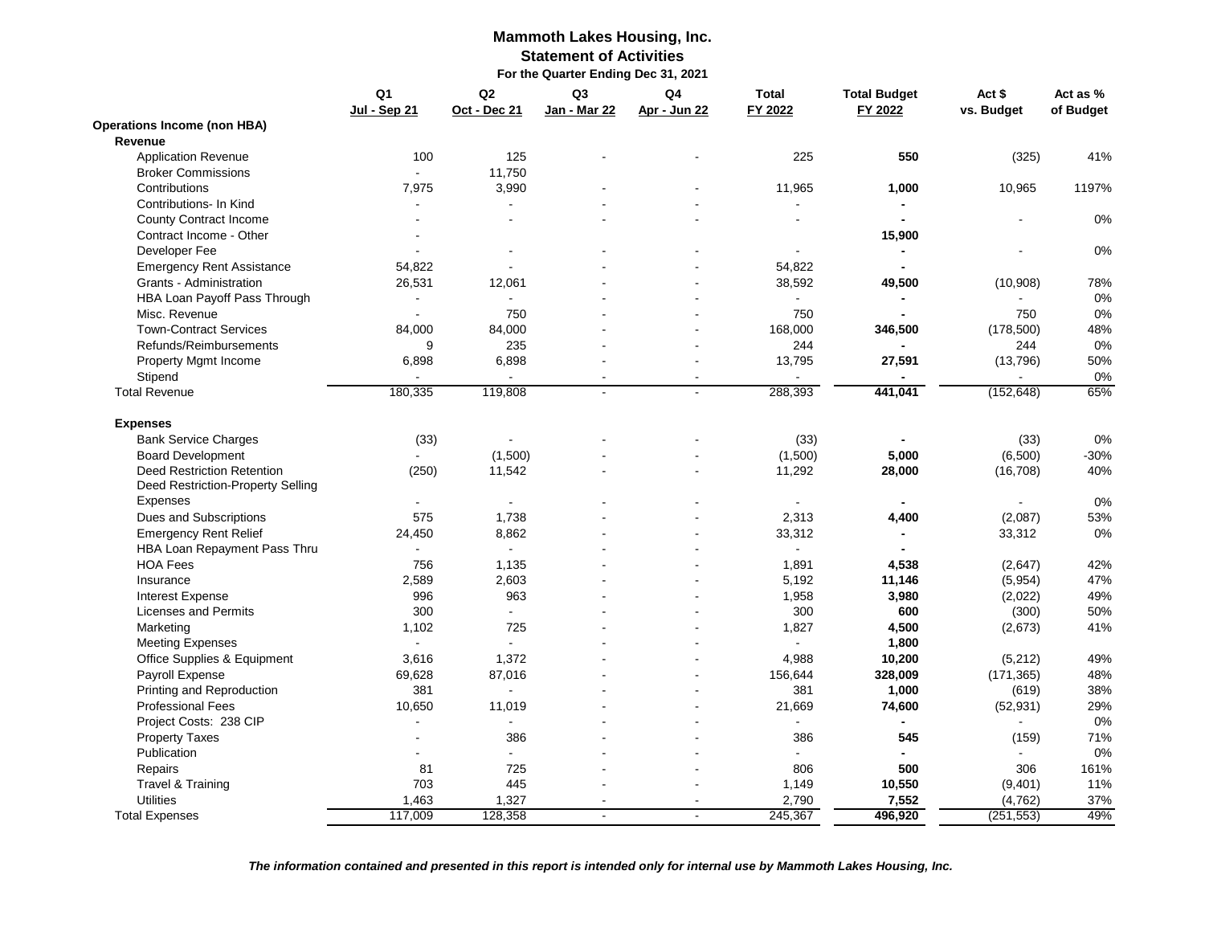**Mammoth Lakes Housing, Inc.**
**Statement of Activities**
**For the Quarter Ending Dec 31, 2021**

| | Q1 Jul - Sep 21 | Q2 Oct - Dec 21 | Q3 Jan - Mar 22 | Q4 Apr - Jun 22 | Total FY 2022 | Total Budget FY 2022 | Act $ vs. Budget | Act as % of Budget |
|---|---|---|---|---|---|---|---|---|
| **Operations Income (non HBA)** | | | | | | | | |
| **Revenue** | | | | | | | | |
| Application Revenue | 100 | 125 | - | - | 225 | **550** | (325) | 41% |
| Broker Commissions | - | 11,750 | | | | | | |
| Contributions | 7,975 | 3,990 | - | - | 11,965 | **1,000** | 10,965 | 1197% |
| Contributions- In Kind | - | - | - | - | - | **-** | | |
| County Contract Income | - | - | - | - | - | **-** | - | 0% |
| Contract Income - Other | - | | | | | **15,900** | | |
| Developer Fee | - | - | - | - | - | **-** | - | 0% |
| Emergency Rent Assistance | 54,822 | - | - | - | 54,822 | **-** | | |
| Grants - Administration | 26,531 | 12,061 | - | - | 38,592 | **49,500** | (10,908) | 78% |
| HBA Loan Payoff Pass Through | - | - | - | - | - | **-** | - | 0% |
| Misc. Revenue | - | 750 | - | - | 750 | **-** | 750 | 0% |
| Town-Contract Services | 84,000 | 84,000 | - | - | 168,000 | **346,500** | (178,500) | 48% |
| Refunds/Reimbursements | 9 | 235 | - | - | 244 | **-** | 244 | 0% |
| Property Mgmt Income | 6,898 | 6,898 | - | - | 13,795 | **27,591** | (13,796) | 50% |
| Stipend | - | - | - | - | - | **-** | - | 0% |
| Total Revenue | 180,335 | 119,808 | - | - | 288,393 | **441,041** | (152,648) | 65% |
| **Expenses** | | | | | | | | |
| Bank Service Charges | (33) | - | - | - | (33) | **-** | (33) | 0% |
| Board Development | - | (1,500) | - | - | (1,500) | **5,000** | (6,500) | -30% |
| Deed Restriction Retention | (250) | 11,542 | - | - | 11,292 | **28,000** | (16,708) | 40% |
| Deed Restriction-Property Selling Expenses | - | - | - | - | - | **-** | - | 0% |
| Dues and Subscriptions | 575 | 1,738 | - | - | 2,313 | **4,400** | (2,087) | 53% |
| Emergency Rent Relief | 24,450 | 8,862 | - | - | 33,312 | **-** | 33,312 | 0% |
| HBA Loan Repayment Pass Thru | - | - | - | - | - | **-** | | |
| HOA Fees | 756 | 1,135 | - | - | 1,891 | **4,538** | (2,647) | 42% |
| Insurance | 2,589 | 2,603 | - | - | 5,192 | **11,146** | (5,954) | 47% |
| Interest Expense | 996 | 963 | - | - | 1,958 | **3,980** | (2,022) | 49% |
| Licenses and Permits | 300 | - | - | - | 300 | **600** | (300) | 50% |
| Marketing | 1,102 | 725 | - | - | 1,827 | **4,500** | (2,673) | 41% |
| Meeting Expenses | - | - | - | - | - | **1,800** | | |
| Office Supplies & Equipment | 3,616 | 1,372 | - | - | 4,988 | **10,200** | (5,212) | 49% |
| Payroll Expense | 69,628 | 87,016 | - | - | 156,644 | **328,009** | (171,365) | 48% |
| Printing and Reproduction | 381 | - | - | - | 381 | **1,000** | (619) | 38% |
| Professional Fees | 10,650 | 11,019 | - | - | 21,669 | **74,600** | (52,931) | 29% |
| Project Costs: 238 CIP | - | - | - | - | - | **-** | - | 0% |
| Property Taxes | - | 386 | - | - | 386 | **545** | (159) | 71% |
| Publication | - | - | - | - | - | **-** | - | 0% |
| Repairs | 81 | 725 | - | - | 806 | **500** | 306 | 161% |
| Travel & Training | 703 | 445 | - | - | 1,149 | **10,550** | (9,401) | 11% |
| Utilities | 1,463 | 1,327 | - | - | 2,790 | **7,552** | (4,762) | 37% |
| Total Expenses | 117,009 | 128,358 | - | - | 245,367 | **496,920** | (251,553) | 49% |

***The information contained and presented in this report is intended only for internal use by Mammoth Lakes Housing, Inc.***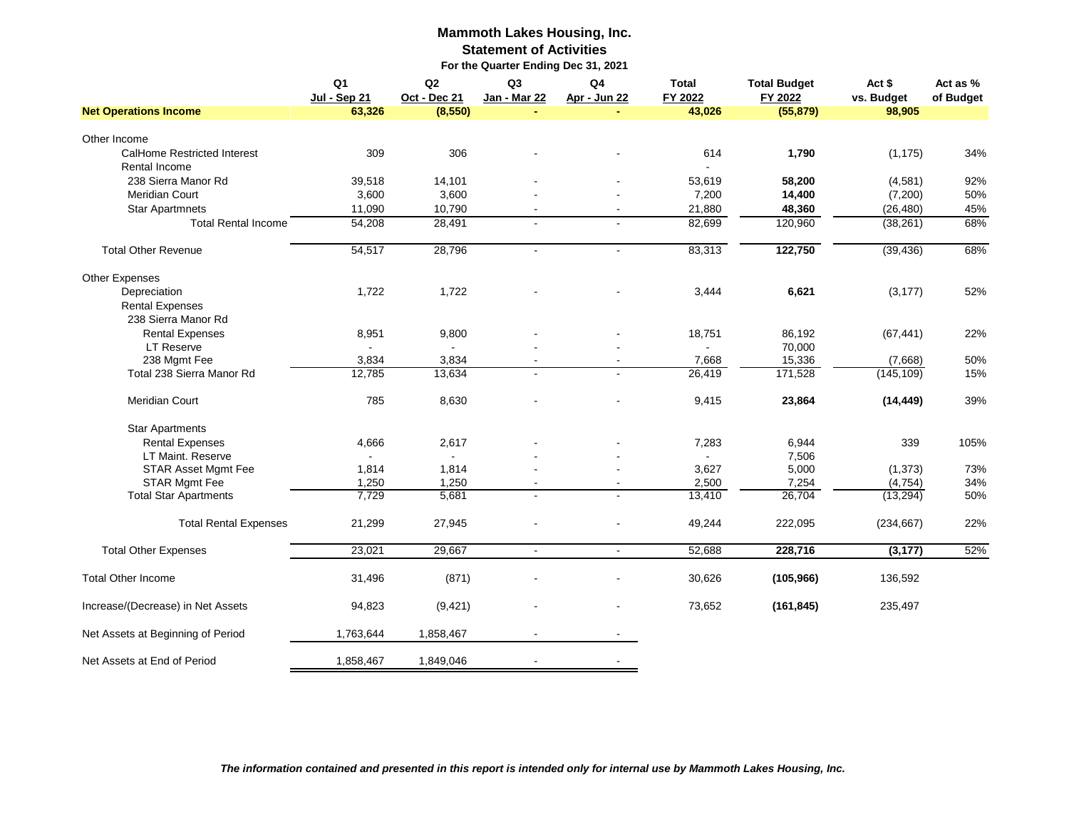**Mammoth Lakes Housing, Inc.**
**Statement of Activities**
**For the Quarter Ending Dec 31, 2021**

| | Q1 Jul - Sep 21 | Q2 Oct - Dec 21 | Q3 Jan - Mar 22 | Q4 Apr - Jun 22 | Total FY 2022 | Total Budget FY 2022 | Act $ vs. Budget | Act as % of Budget |
|---|---|---|---|---|---|---|---|---|
| **Net Operations Income** | **63,326** | **(8,550)** | **-** | **-** | **43,026** | **(55,879)** | **98,905** | |
| Other Income | | | | | | | | |
| CalHome Restricted Interest | 309 | 306 | - | - | 614 | **1,790** | (1,175) | 34% |
| Rental Income | | | | | - | | | |
| 238 Sierra Manor Rd | 39,518 | 14,101 | - | - | 53,619 | **58,200** | (4,581) | 92% |
| Meridian Court | 3,600 | 3,600 | - | - | 7,200 | **14,400** | (7,200) | 50% |
| Star Apartmnets | 11,090 | 10,790 | - | - | 21,880 | **48,360** | (26,480) | 45% |
| Total Rental Income | 54,208 | 28,491 | - | - | 82,699 | 120,960 | (38,261) | 68% |
| Total Other Revenue | 54,517 | 28,796 | - | - | 83,313 | **122,750** | (39,436) | 68% |
| Other Expenses | | | | | | | | |
| Depreciation | 1,722 | 1,722 | - | - | 3,444 | **6,621** | (3,177) | 52% |
| Rental Expenses | | | | | | | | |
| 238 Sierra Manor Rd | | | | | | | | |
| Rental Expenses | 8,951 | 9,800 | - | - | 18,751 | 86,192 | (67,441) | 22% |
| LT Reserve | - | - | - | - | - | 70,000 | | |
| 238 Mgmt Fee | 3,834 | 3,834 | - | - | 7,668 | 15,336 | (7,668) | 50% |
| Total 238 Sierra Manor Rd | 12,785 | 13,634 | - | - | 26,419 | 171,528 | (145,109) | 15% |
| Meridian Court | 785 | 8,630 | - | - | 9,415 | **23,864** | **(14,449)** | 39% |
| Star Apartments | | | | | | | | |
| Rental Expenses | 4,666 | 2,617 | - | - | 7,283 | 6,944 | 339 | 105% |
| LT Maint. Reserve | - | - | - | - | - | 7,506 | | |
| STAR Asset Mgmt Fee | 1,814 | 1,814 | - | - | 3,627 | 5,000 | (1,373) | 73% |
| STAR Mgmt Fee | 1,250 | 1,250 | - | - | 2,500 | 7,254 | (4,754) | 34% |
| Total Star Apartments | 7,729 | 5,681 | - | - | 13,410 | 26,704 | (13,294) | 50% |
| Total Rental Expenses | 21,299 | 27,945 | - | - | 49,244 | 222,095 | (234,667) | 22% |
| Total Other Expenses | 23,021 | 29,667 | - | - | 52,688 | **228,716** | **(3,177)** | 52% |
| Total Other Income | 31,496 | (871) | - | - | 30,626 | **(105,966)** | 136,592 | |
| Increase/(Decrease) in Net Assets | 94,823 | (9,421) | - | - | 73,652 | **(161,845)** | 235,497 | |
| Net Assets at Beginning of Period | 1,763,644 | 1,858,467 | - | - | | | | |
| Net Assets at End of Period | 1,858,467 | 1,849,046 | - | - | | | | |

*The information contained and presented in this report is intended only for internal use by Mammoth Lakes Housing, Inc.*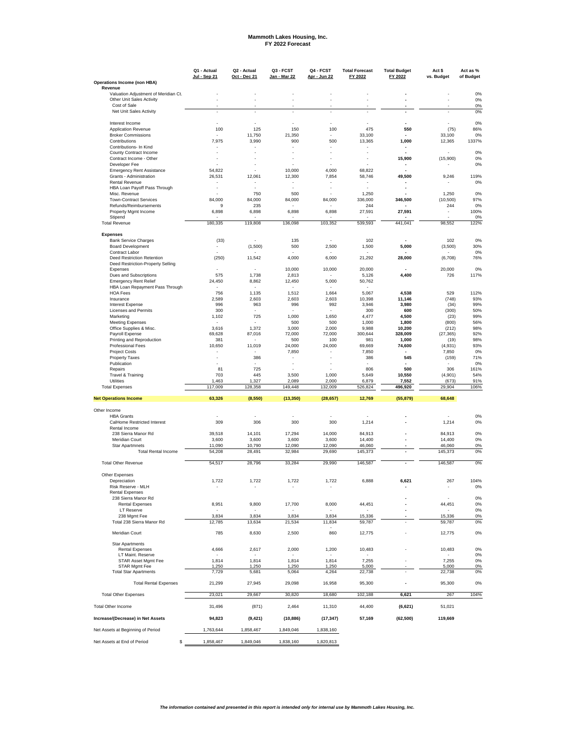# Mammoth Lakes Housing, Inc.
## FY 2022 Forecast

| | Q1 - Actual Jul - Sep 21 | Q2 - Actual Oct - Dec 21 | Q3 - FCST Jan - Mar 22 | Q4 - FCST Apr - Jun 22 | Total Forecast FY 2022 | Total Budget FY 2022 | Act $ vs. Budget | Act as % of Budget |
|---|---|---|---|---|---|---|---|---|
| **Operations Income (non HBA)** | | | | | | | | |
| **Revenue** | | | | | | | | |
| Valuation Adjustment of Meridian Ct. | - | - | - | - | - | - | - | 0% |
| Other Unit Sales Activity | - | - | - | - | - | - | - | 0% |
| Cost of Sale | - | - | - | - | - | - | - | 0% |
| Net Unit Sales Activity | - | - | - | - | - | - | - | 0% |
| Interest Income | - | - | - | - | - | - | - | 0% |
| Application Revenue | 100 | 125 | 150 | 100 | 475 | 550 | (75) | 86% |
| Broker Commissions | - | 11,750 | 21,350 | - | 33,100 | - | 33,100 | 0% |
| Contributions | 7,975 | 3,990 | 900 | 500 | 13,365 | 1,000 | 12,365 | 1337% |
| Contributions- In Kind | - | - | - | - | - | - | | |
| County Contract Income | - | - | - | - | - | - | - | 0% |
| Contract Income - Other | - | - | - | - | - | 15,900 | (15,900) | 0% |
| Developer Fee | - | - | - | - | - | - | - | 0% |
| Emergency Rent Assistance | 54,822 | - | 10,000 | 4,000 | 68,822 | - | | |
| Grants - Administration | 26,531 | 12,061 | 12,300 | 7,854 | 58,746 | 49,500 | 9,246 | 119% |
| Rental Revenue | - | - | - | - | - | - | - | 0% |
| HBA Loan Payoff Pass Through | - | - | - | - | | - | | |
| Misc. Revenue | - | 750 | 500 | - | 1,250 | - | 1,250 | 0% |
| Town-Contract Services | 84,000 | 84,000 | 84,000 | 84,000 | 336,000 | 346,500 | (10,500) | 97% |
| Refunds/Reimbursements | 9 | 235 | - | - | 244 | - | 244 | 0% |
| Property Mgmt Income | 6,898 | 6,898 | 6,898 | 6,898 | 27,591 | 27,591 | - | 100% |
| Stipend | - | - | - | - | - | - | - | 0% |
| Total Revenue | 180,335 | 119,808 | 136,098 | 103,352 | 539,593 | 441,041 | 98,552 | 122% |
| **Expenses** | | | | | | | | |
| Bank Service Charges | (33) | - | 135 | - | 102 | - | 102 | 0% |
| Board Development | - | (1,500) | 500 | 2,500 | 1,500 | 5,000 | (3,500) | 30% |
| Contract Labor | - | - | - | - | - | - | - | 0% |
| Deed Restriction Retention | (250) | 11,542 | 4,000 | 6,000 | 21,292 | 28,000 | (6,708) | 76% |
| Deed Restriction-Property Selling Expenses | - | - | 10,000 | 10,000 | 20,000 | - | 20,000 | 0% |
| Dues and Subscriptions | 575 | 1,738 | 2,813 | - | 5,126 | 4,400 | 726 | 117% |
| Emergency Rent Relief | 24,450 | 8,862 | 12,450 | 5,000 | 50,762 | | | |
| HBA Loan Repayment Pass Through | - | - | - | - | - | | | |
| HOA Fees | 756 | 1,135 | 1,512 | 1,664 | 5,067 | 4,538 | 529 | 112% |
| Insurance | 2,589 | 2,603 | 2,603 | 2,603 | 10,398 | 11,146 | (748) | 93% |
| Interest Expense | 996 | 963 | 996 | 992 | 3,946 | 3,980 | (34) | 99% |
| Licenses and Permits | 300 | - | - | - | 300 | 600 | (300) | 50% |
| Marketing | 1,102 | 725 | 1,000 | 1,650 | 4,477 | 4,500 | (23) | 99% |
| Meeting Expenses | - | - | 500 | 500 | 1,000 | 1,800 | (800) | 56% |
| Office Supplies & Misc. | 3,616 | 1,372 | 3,000 | 2,000 | 9,988 | 10,200 | (212) | 98% |
| Payroll Expense | 69,628 | 87,016 | 72,000 | 72,000 | 300,644 | 328,009 | (27,365) | 92% |
| Printing and Reproduction | 381 | - | 500 | 100 | 981 | 1,000 | (19) | 98% |
| Professional Fees | 10,650 | 11,019 | 24,000 | 24,000 | 69,669 | 74,600 | (4,931) | 93% |
| Project Costs | - | - | 7,850 | - | 7,850 | - | 7,850 | 0% |
| Property Taxes | - | 386 | - | - | 386 | 545 | (159) | 71% |
| Publication | - | - | - | - | - | - | - | 0% |
| Repairs | 81 | 725 | - | - | 806 | 500 | 306 | 161% |
| Travel & Training | 703 | 445 | 3,500 | 1,000 | 5,649 | 10,550 | (4,901) | 54% |
| Utilities | 1,463 | 1,327 | 2,089 | 2,000 | 6,879 | 7,552 | (673) | 91% |
| Total Expenses | 117,009 | 128,358 | 149,448 | 132,009 | 526,824 | 496,920 | 29,904 | 106% |
| **Net Operations Income** | **63,326** | **(8,550)** | **(13,350)** | **(28,657)** | **12,769** | **(55,879)** | **68,648** | |
| Other Income | | | | | | | | |
| HBA Grants | - | - | - | - | - | - | - | 0% |
| CalHome Restricted Interest | 309 | 306 | 300 | 300 | 1,214 | - | 1,214 | 0% |
| Rental Income | | | | | | | | |
| 238 Sierra Manor Rd | 39,518 | 14,101 | 17,294 | 14,000 | 84,913 | - | 84,913 | 0% |
| Meridian Court | 3,600 | 3,600 | 3,600 | 3,600 | 14,400 | - | 14,400 | 0% |
| Star Apartmnets | 11,090 | 10,790 | 12,090 | 12,090 | 46,060 | - | 46,060 | 0% |
| Total Rental Income | 54,208 | 28,491 | 32,984 | 29,690 | 145,373 | - | 145,373 | 0% |
| Total Other Revenue | 54,517 | 28,796 | 33,284 | 29,990 | 146,587 | - | 146,587 | 0% |
| Other Expenses | | | | | | | | |
| Depreciation | 1,722 | 1,722 | 1,722 | 1,722 | 6,888 | 6,621 | 267 | 104% |
| Risk Reserve - MLH | - | - | - | - | | - | - | 0% |
| Rental Expenses | | | | | | | | |
| 238 Sierra Manor Rd | | | | | | - | - | 0% |
| Rental Expenses | 8,951 | 9,800 | 17,700 | 8,000 | 44,451 | - | 44,451 | 0% |
| LT Reserve | - | - | - | - | - | - | - | 0% |
| 238 Mgmt Fee | 3,834 | 3,834 | 3,834 | 3,834 | 15,336 | - | 15,336 | 0% |
| Total 238 Sierra Manor Rd | 12,785 | 13,634 | 21,534 | 11,834 | 59,787 | - | 59,787 | 0% |
| Meridian Court | 785 | 8,630 | 2,500 | 860 | 12,775 | - | 12,775 | 0% |
| Star Apartments | | | | | | | | |
| Rental Expenses | 4,666 | 2,617 | 2,000 | 1,200 | 10,483 | - | 10,483 | 0% |
| LT Maint. Reserve | - | - | - | - | - | | - | 0% |
| STAR Asset Mgmt Fee | 1,814 | 1,814 | 1,814 | 1,814 | 7,255 | - | 7,255 | 0% |
| STAR Mgmt Fee | 1,250 | 1,250 | 1,250 | 1,250 | 5,000 | - | 5,000 | 0% |
| Total Star Apartments | 7,729 | 5,681 | 5,064 | 4,264 | 22,738 | - | 22,738 | 0% |
| Total Rental Expenses | 21,299 | 27,945 | 29,098 | 16,958 | 95,300 | - | 95,300 | 0% |
| Total Other Expenses | 23,021 | 29,667 | 30,820 | 18,680 | 102,188 | 6,621 | 267 | 104% |
| Total Other Income | 31,496 | (871) | 2,464 | 11,310 | 44,400 | (6,621) | 51,021 | |
| **Increase/(Decrease) in Net Assets** | **94,823** | **(9,421)** | **(10,886)** | **(17,347)** | **57,169** | **(62,500)** | **119,669** | |
| Net Assets at Beginning of Period | 1,763,644 | 1,858,467 | 1,849,046 | 1,838,160 | | | | |
| Net Assets at End of Period | $ 1,858,467 | 1,849,046 | 1,838,160 | 1,820,813 | | | | |

*The information contained and presented in this report is intended only for internal use by Mammoth Lakes Housing, Inc.*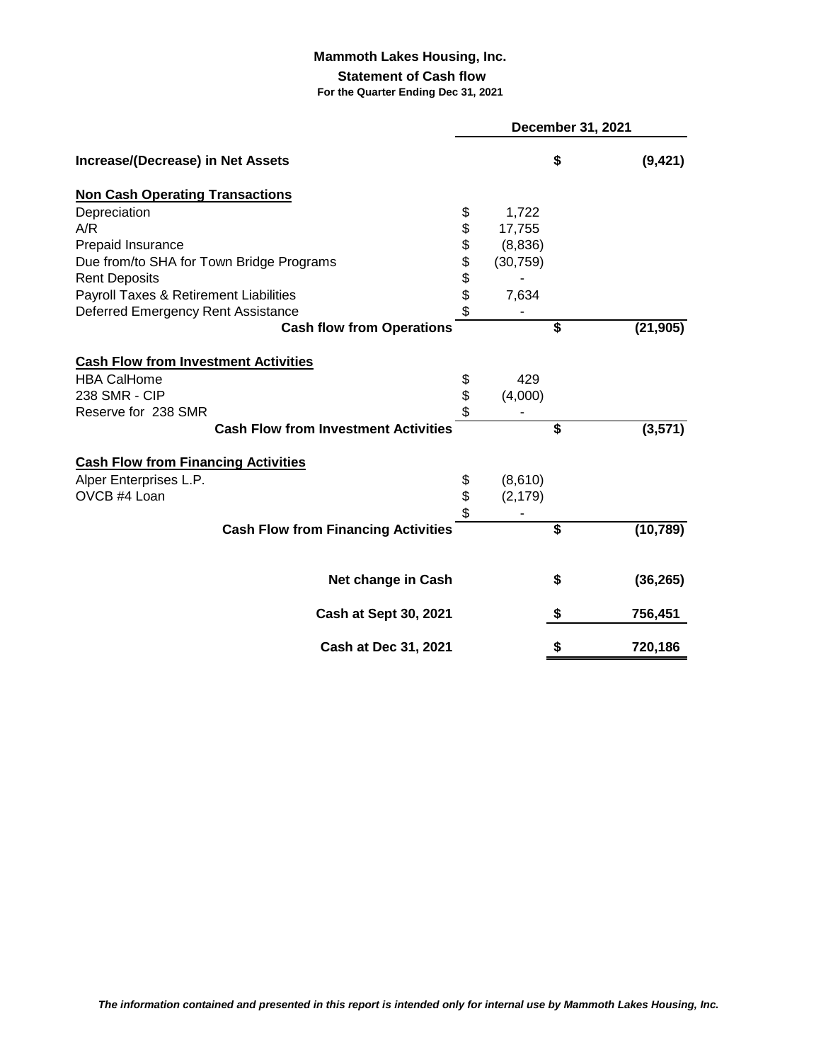**Mammoth Lakes Housing, Inc.**

**Statement of Cash flow**

**For the Quarter Ending Dec 31, 2021**

| | December 31, 2021 | |
|---|---|---|
| **Increase/(Decrease) in Net Assets** | | **$ (9,421)** |
| **Non Cash Operating Transactions** | | |
| Depreciation | $ 1,722 | |
| A/R | $ 17,755 | |
| Prepaid Insurance | $ (8,836) | |
| Due from/to SHA for Town Bridge Programs | $ (30,759) | |
| Rent Deposits | $ - | |
| Payroll Taxes & Retirement Liabilities | $ 7,634 | |
| Deferred Emergency Rent Assistance | $ - | |
| **Cash flow from Operations** | | **$ (21,905)** |
| **Cash Flow from Investment Activities** | | |
| HBA CalHome | $ 429 | |
| 238 SMR - CIP | $ (4,000) | |
| Reserve for 238 SMR | $ - | |
| **Cash Flow from Investment Activities** | | **$ (3,571)** |
| **Cash Flow from Financing Activities** | | |
| Alper Enterprises L.P. | $ (8,610) | |
| OVCB #4 Loan | $ (2,179) | |
| | $ - | |
| **Cash Flow from Financing Activities** | | **$ (10,789)** |
| **Net change in Cash** | | **$ (36,265)** |
| **Cash at Sept 30, 2021** | | **$ 756,451** |
| **Cash at Dec 31, 2021** | | **$ 720,186** |

*The information contained and presented in this report is intended only for internal use by Mammoth Lakes Housing, Inc.*